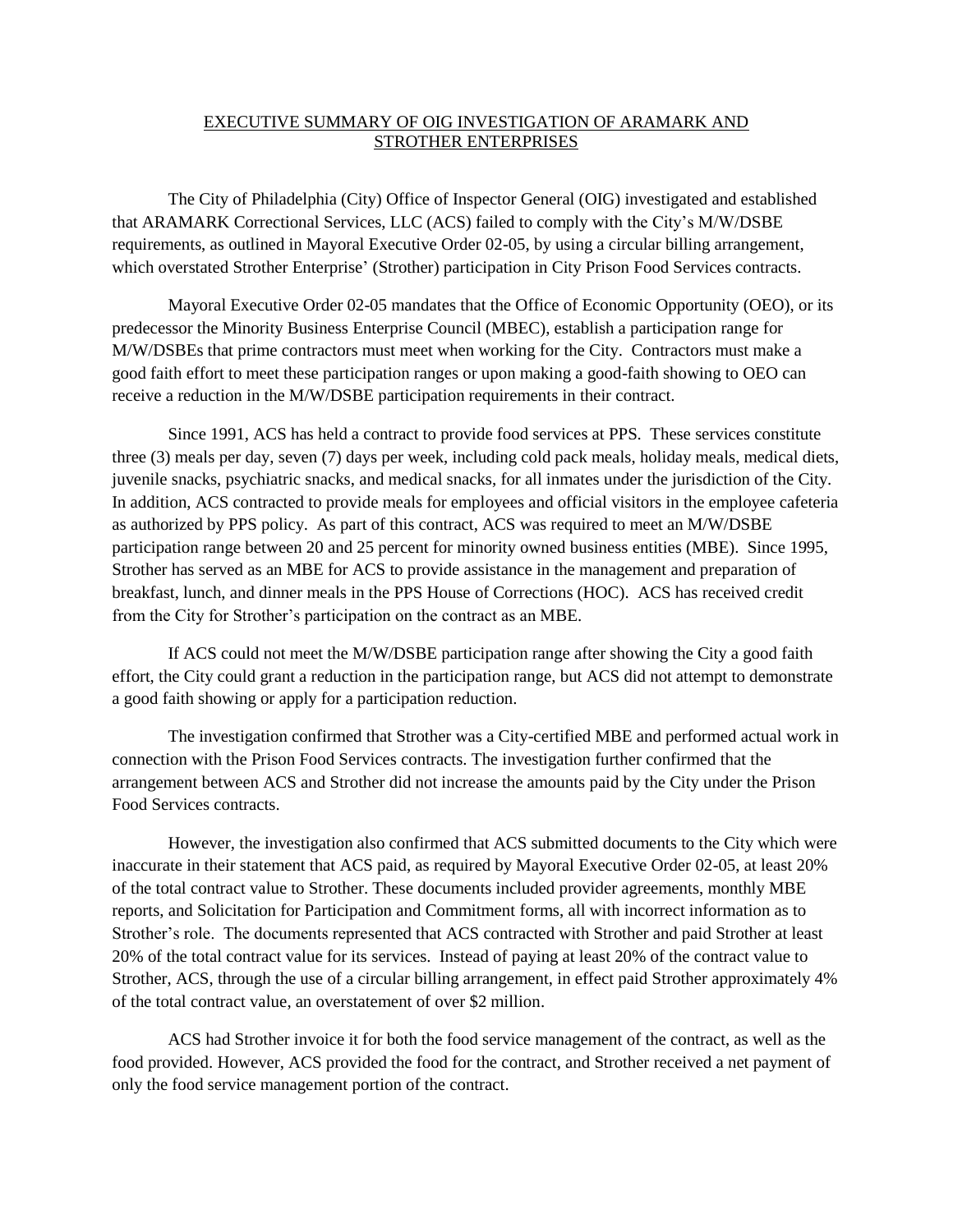# EXECUTIVE SUMMARY OF OIG INVESTIGATION OF ARAMARK AND STROTHER ENTERPRISES

The City of Philadelphia (City) Office of Inspector General (OIG) investigated and established that ARAMARK Correctional Services, LLC (ACS) failed to comply with the City's M/W/DSBE requirements, as outlined in Mayoral Executive Order 02-05, by using a circular billing arrangement, which overstated Strother Enterprise' (Strother) participation in City Prison Food Services contracts.

Mayoral Executive Order 02-05 mandates that the Office of Economic Opportunity (OEO), or its predecessor the Minority Business Enterprise Council (MBEC), establish a participation range for M/W/DSBEs that prime contractors must meet when working for the City. Contractors must make a good faith effort to meet these participation ranges or upon making a good-faith showing to OEO can receive a reduction in the M/W/DSBE participation requirements in their contract.

Since 1991, ACS has held a contract to provide food services at PPS. These services constitute three (3) meals per day, seven (7) days per week, including cold pack meals, holiday meals, medical diets, juvenile snacks, psychiatric snacks, and medical snacks, for all inmates under the jurisdiction of the City. In addition, ACS contracted to provide meals for employees and official visitors in the employee cafeteria as authorized by PPS policy. As part of this contract, ACS was required to meet an M/W/DSBE participation range between 20 and 25 percent for minority owned business entities (MBE). Since 1995, Strother has served as an MBE for ACS to provide assistance in the management and preparation of breakfast, lunch, and dinner meals in the PPS House of Corrections (HOC). ACS has received credit from the City for Strother's participation on the contract as an MBE.

If ACS could not meet the M/W/DSBE participation range after showing the City a good faith effort, the City could grant a reduction in the participation range, but ACS did not attempt to demonstrate a good faith showing or apply for a participation reduction.

The investigation confirmed that Strother was a City-certified MBE and performed actual work in connection with the Prison Food Services contracts. The investigation further confirmed that the arrangement between ACS and Strother did not increase the amounts paid by the City under the Prison Food Services contracts.

However, the investigation also confirmed that ACS submitted documents to the City which were inaccurate in their statement that ACS paid, as required by Mayoral Executive Order 02-05, at least 20% of the total contract value to Strother. These documents included provider agreements, monthly MBE reports, and Solicitation for Participation and Commitment forms, all with incorrect information as to Strother's role. The documents represented that ACS contracted with Strother and paid Strother at least 20% of the total contract value for its services. Instead of paying at least 20% of the contract value to Strother, ACS, through the use of a circular billing arrangement, in effect paid Strother approximately 4% of the total contract value, an overstatement of over $2 million.

ACS had Strother invoice it for both the food service management of the contract, as well as the food provided. However, ACS provided the food for the contract, and Strother received a net payment of only the food service management portion of the contract.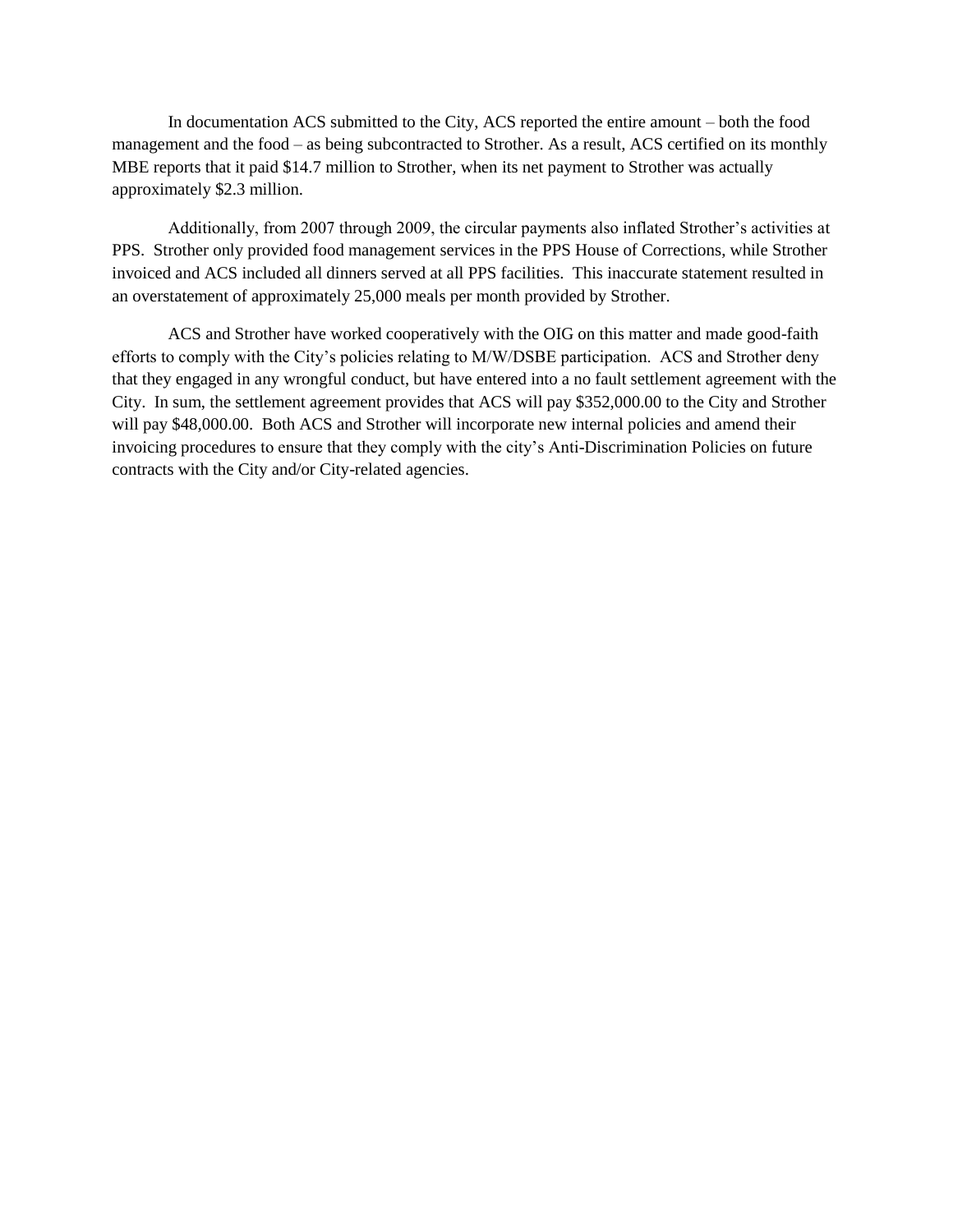In documentation ACS submitted to the City, ACS reported the entire amount – both the food management and the food – as being subcontracted to Strother. As a result, ACS certified on its monthly MBE reports that it paid $14.7 million to Strother, when its net payment to Strother was actually approximately $2.3 million.

Additionally, from 2007 through 2009, the circular payments also inflated Strother's activities at PPS. Strother only provided food management services in the PPS House of Corrections, while Strother invoiced and ACS included all dinners served at all PPS facilities. This inaccurate statement resulted in an overstatement of approximately 25,000 meals per month provided by Strother.

ACS and Strother have worked cooperatively with the OIG on this matter and made good-faith efforts to comply with the City's policies relating to M/W/DSBE participation. ACS and Strother deny that they engaged in any wrongful conduct, but have entered into a no fault settlement agreement with the City. In sum, the settlement agreement provides that ACS will pay $352,000.00 to the City and Strother will pay $48,000.00. Both ACS and Strother will incorporate new internal policies and amend their invoicing procedures to ensure that they comply with the city's Anti-Discrimination Policies on future contracts with the City and/or City-related agencies.